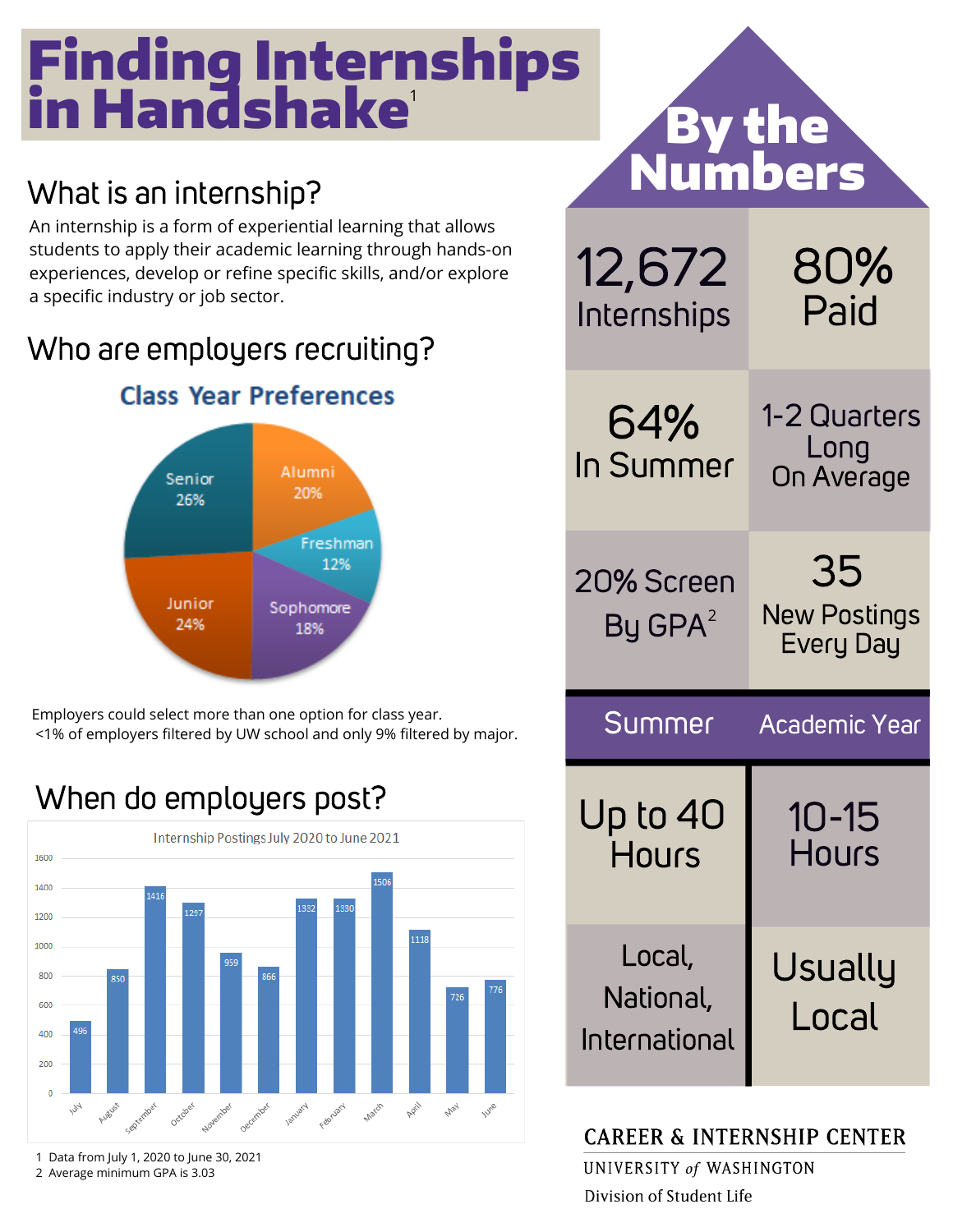# Finding Internships in Handshake[1]

## What is an internship?

An internship is a form of experiential learning that allows students to apply their academic learning through hands-on experiences, develop or refine specific skills, and/or explore a specific industry or job sector.

## Who are employers recruiting?

**Class Year Preferences**

| Class Year | Percentage |
|---|---|
| Senior | 26% |
| Alumni | 20% |
| Freshman | 12% |
| Sophomore | 18% |
| Junior | 24% |

Employers could select more than one option for class year.
<1% of employers filtered by UW school and only 9% filtered by major.

## When do employers post?

**Internship Postings July 2020 to June 2021**

| Month | Postings |
|---|---|
| July | 496 |
| August | 850 |
| September | 1416 |
| October | 1297 |
| November | 959 |
| December | 866 |
| January | 1332 |
| February | 1330 |
| March | 1506 |
| April | 1118 |
| May | 726 |
| June | 776 |

1 Data from July 1, 2020 to June 30, 2021
2 Average minimum GPA is 3.03

## By the Numbers

| | |
|---|---|
| 12,672 Internships | 80% Paid |
| 64% In Summer | 1-2 Quarters Long On Average |
| 20% Screen By GPA[2] | 35 New Postings Every Day |

| Summer | Academic Year |
|---|---|
| Up to 40 Hours | 10-15 Hours |
| Local, National, International | Usually Local |

CAREER & INTERNSHIP CENTER
UNIVERSITY *of* WASHINGTON
Division of Student Life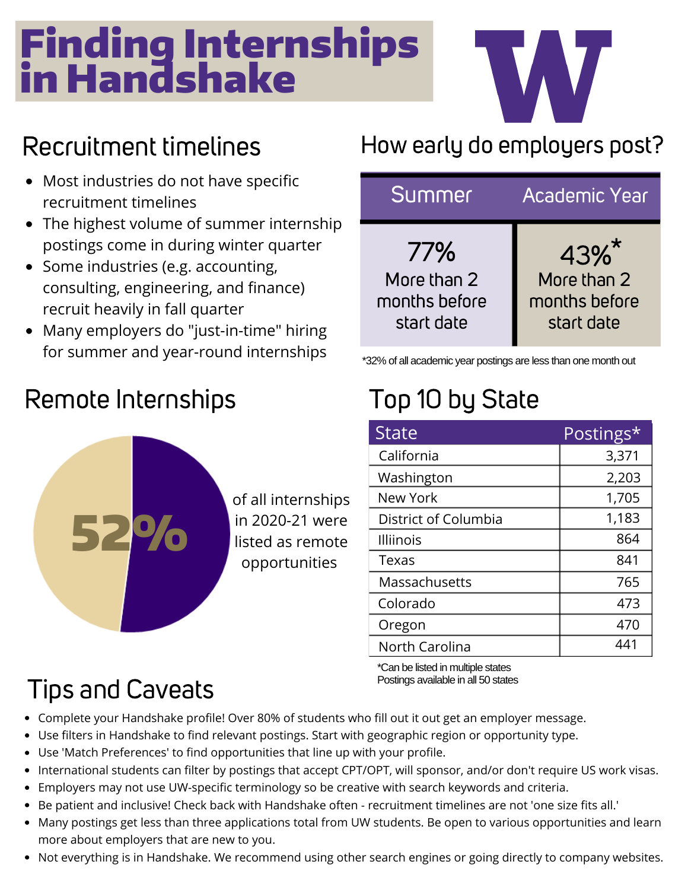# Finding Internships in Handshake

## Recruitment timelines

- Most industries do not have specific recruitment timelines
- The highest volume of summer internship postings come in during winter quarter
- Some industries (e.g. accounting, consulting, engineering, and finance) recruit heavily in fall quarter
- Many employers do "just-in-time" hiring for summer and year-round internships

## How early do employers post?

| Summer | Academic Year |
| --- | --- |
| 77% More than 2 months before start date | 43%* More than 2 months before start date |

*32% of all academic year postings are less than one month out

## Remote Internships

52%

of all internships in 2020-21 were listed as remote opportunities

## Top 10 by State

| State | Postings* |
| --- | --- |
| California | 3,371 |
| Washington | 2,203 |
| New York | 1,705 |
| District of Columbia | 1,183 |
| Illiinois | 864 |
| Texas | 841 |
| Massachusetts | 765 |
| Colorado | 473 |
| Oregon | 470 |
| North Carolina | 441 |

*Can be listed in multiple states
Postings available in all 50 states

## Tips and Caveats

- Complete your Handshake profile! Over 80% of students who fill out it out get an employer message.
- Use filters in Handshake to find relevant postings. Start with geographic region or opportunity type.
- Use 'Match Preferences' to find opportunities that line up with your profile.
- International students can filter by postings that accept CPT/OPT, will sponsor, and/or don't require US work visas.
- Employers may not use UW-specific terminology so be creative with search keywords and criteria.
- Be patient and inclusive! Check back with Handshake often - recruitment timelines are not 'one size fits all.'
- Many postings get less than three applications total from UW students. Be open to various opportunities and learn more about employers that are new to you.
- Not everything is in Handshake. We recommend using other search engines or going directly to company websites.